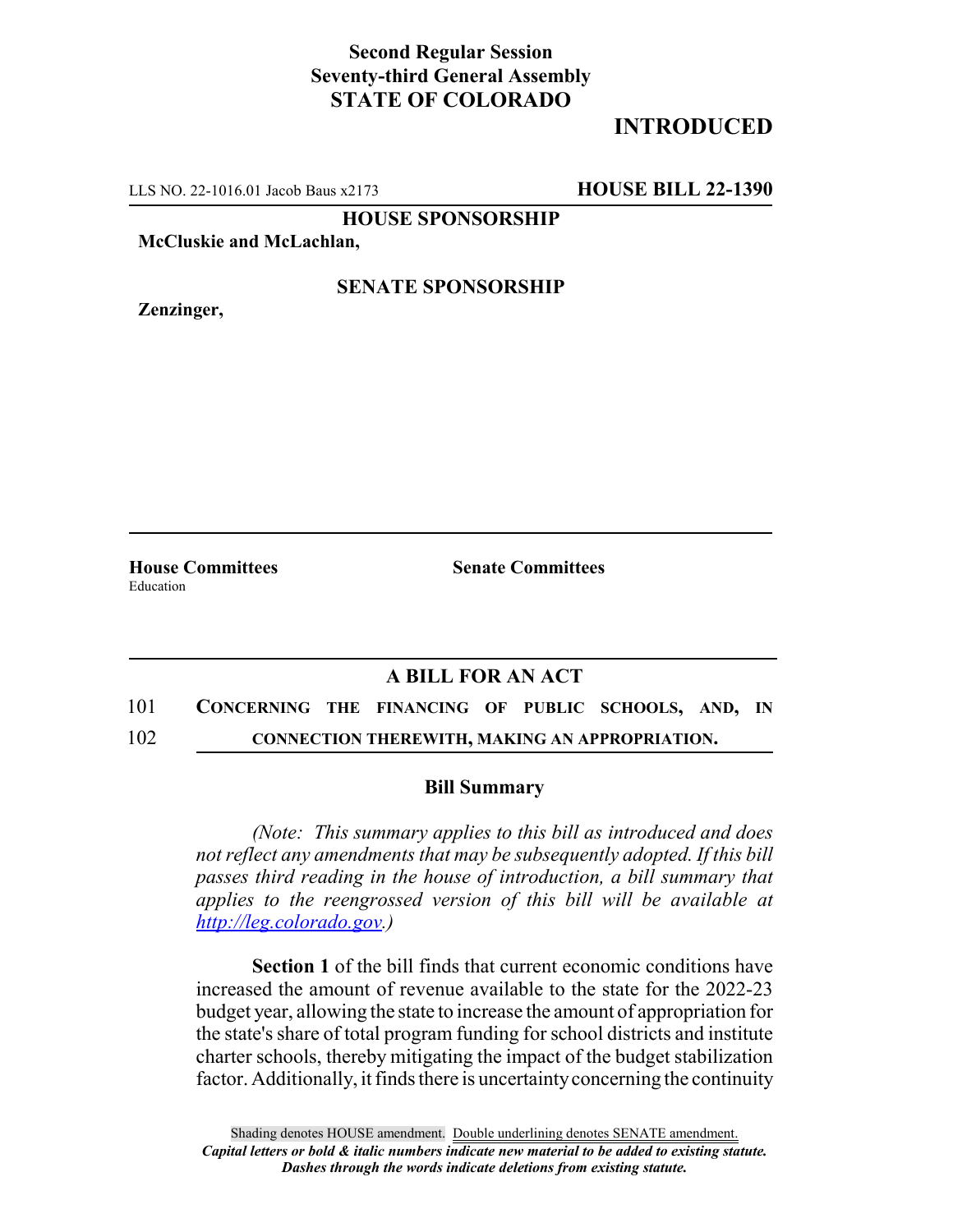**Second Regular Session**
**Seventy-third General Assembly**
**STATE OF COLORADO**

**INTRODUCED**

LLS NO. 22-1016.01 Jacob Baus x2173 **HOUSE BILL 22-1390**

**HOUSE SPONSORSHIP**

**McCluskie and McLachlan,**

**SENATE SPONSORSHIP**

**Zenzinger,**

**House Committees**
Education

**Senate Committees**

## A BILL FOR AN ACT

101 **CONCERNING THE FINANCING OF PUBLIC SCHOOLS, AND, IN**
102 **CONNECTION THEREWITH, MAKING AN APPROPRIATION.**

### Bill Summary

*(Note: This summary applies to this bill as introduced and does not reflect any amendments that may be subsequently adopted. If this bill passes third reading in the house of introduction, a bill summary that applies to the reengrossed version of this bill will be available at http://leg.colorado.gov.)*

**Section 1** of the bill finds that current economic conditions have increased the amount of revenue available to the state for the 2022-23 budget year, allowing the state to increase the amount of appropriation for the state's share of total program funding for school districts and institute charter schools, thereby mitigating the impact of the budget stabilization factor. Additionally, it finds there is uncertainty concerning the continuity

Shading denotes HOUSE amendment. Double underlining denotes SENATE amendment.
*Capital letters or bold & italic numbers indicate new material to be added to existing statute.*
*Dashes through the words indicate deletions from existing statute.*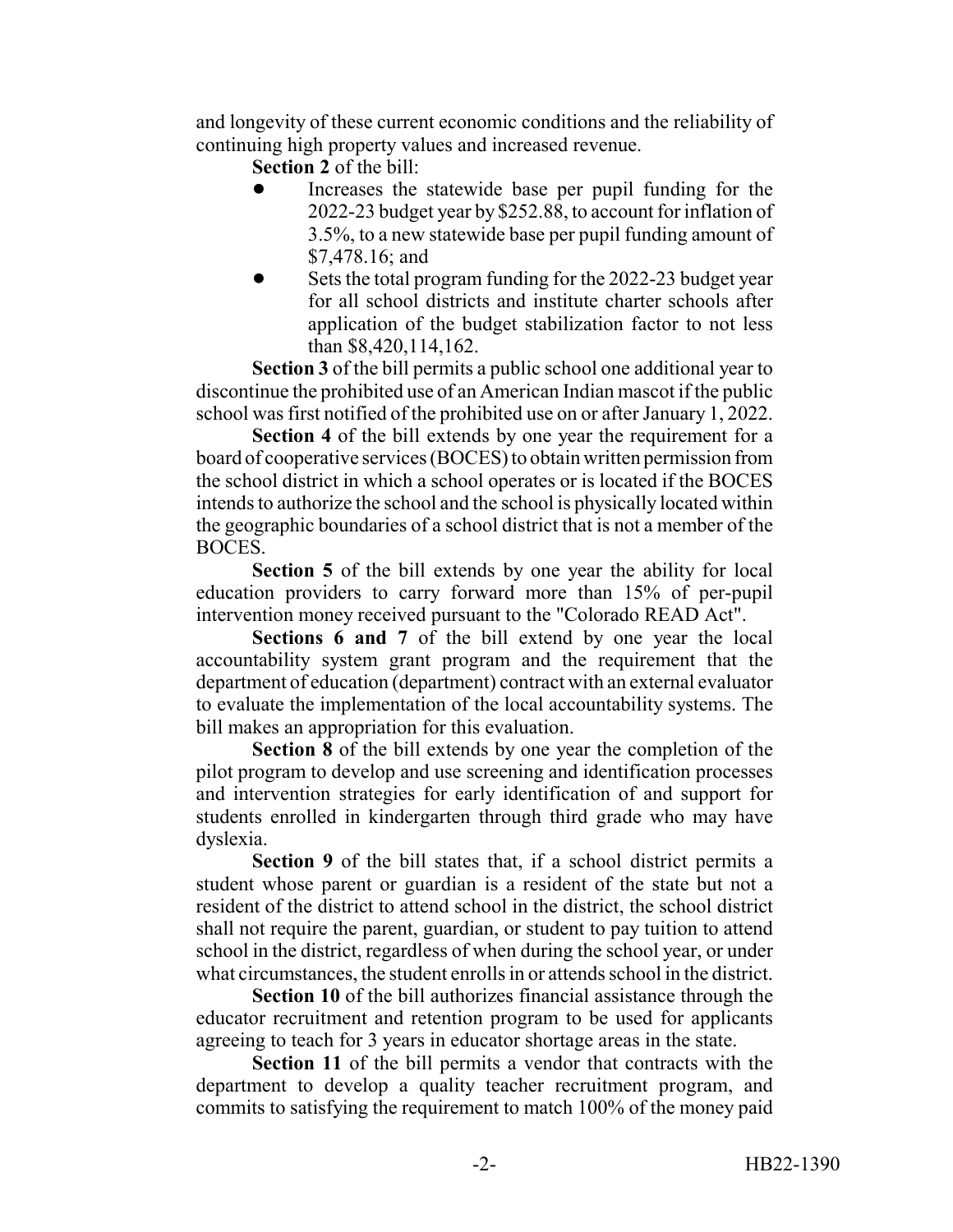and longevity of these current economic conditions and the reliability of continuing high property values and increased revenue.

**Section 2** of the bill:

- Increases the statewide base per pupil funding for the 2022-23 budget year by $252.88, to account for inflation of 3.5%, to a new statewide base per pupil funding amount of $7,478.16; and
- Sets the total program funding for the 2022-23 budget year for all school districts and institute charter schools after application of the budget stabilization factor to not less than $8,420,114,162.

**Section 3** of the bill permits a public school one additional year to discontinue the prohibited use of an American Indian mascot if the public school was first notified of the prohibited use on or after January 1, 2022.

**Section 4** of the bill extends by one year the requirement for a board of cooperative services (BOCES) to obtain written permission from the school district in which a school operates or is located if the BOCES intends to authorize the school and the school is physically located within the geographic boundaries of a school district that is not a member of the BOCES.

**Section 5** of the bill extends by one year the ability for local education providers to carry forward more than 15% of per-pupil intervention money received pursuant to the "Colorado READ Act".

**Sections 6 and 7** of the bill extend by one year the local accountability system grant program and the requirement that the department of education (department) contract with an external evaluator to evaluate the implementation of the local accountability systems. The bill makes an appropriation for this evaluation.

**Section 8** of the bill extends by one year the completion of the pilot program to develop and use screening and identification processes and intervention strategies for early identification of and support for students enrolled in kindergarten through third grade who may have dyslexia.

**Section 9** of the bill states that, if a school district permits a student whose parent or guardian is a resident of the state but not a resident of the district to attend school in the district, the school district shall not require the parent, guardian, or student to pay tuition to attend school in the district, regardless of when during the school year, or under what circumstances, the student enrolls in or attends school in the district.

**Section 10** of the bill authorizes financial assistance through the educator recruitment and retention program to be used for applicants agreeing to teach for 3 years in educator shortage areas in the state.

**Section 11** of the bill permits a vendor that contracts with the department to develop a quality teacher recruitment program, and commits to satisfying the requirement to match 100% of the money paid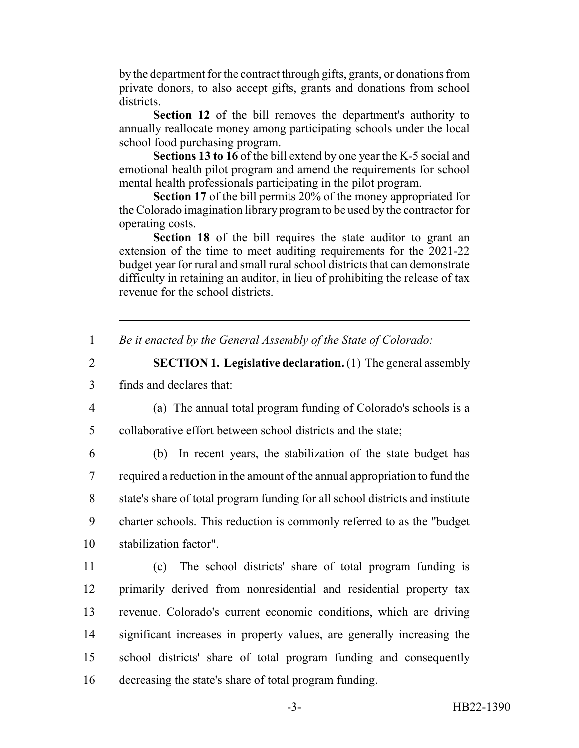by the department for the contract through gifts, grants, or donations from private donors, to also accept gifts, grants and donations from school districts.

**Section 12** of the bill removes the department's authority to annually reallocate money among participating schools under the local school food purchasing program.

**Sections 13 to 16** of the bill extend by one year the K-5 social and emotional health pilot program and amend the requirements for school mental health professionals participating in the pilot program.

**Section 17** of the bill permits 20% of the money appropriated for the Colorado imagination library program to be used by the contractor for operating costs.

**Section 18** of the bill requires the state auditor to grant an extension of the time to meet auditing requirements for the 2021-22 budget year for rural and small rural school districts that can demonstrate difficulty in retaining an auditor, in lieu of prohibiting the release of tax revenue for the school districts.

---

1 *Be it enacted by the General Assembly of the State of Colorado:*

2 **SECTION 1. Legislative declaration.** (1) The general assembly
3 finds and declares that:

4 (a) The annual total program funding of Colorado's schools is a
5 collaborative effort between school districts and the state;

6 (b) In recent years, the stabilization of the state budget has
7 required a reduction in the amount of the annual appropriation to fund the
8 state's share of total program funding for all school districts and institute
9 charter schools. This reduction is commonly referred to as the "budget
10 stabilization factor".

11 (c) The school districts' share of total program funding is
12 primarily derived from nonresidential and residential property tax
13 revenue. Colorado's current economic conditions, which are driving
14 significant increases in property values, are generally increasing the
15 school districts' share of total program funding and consequently
16 decreasing the state's share of total program funding.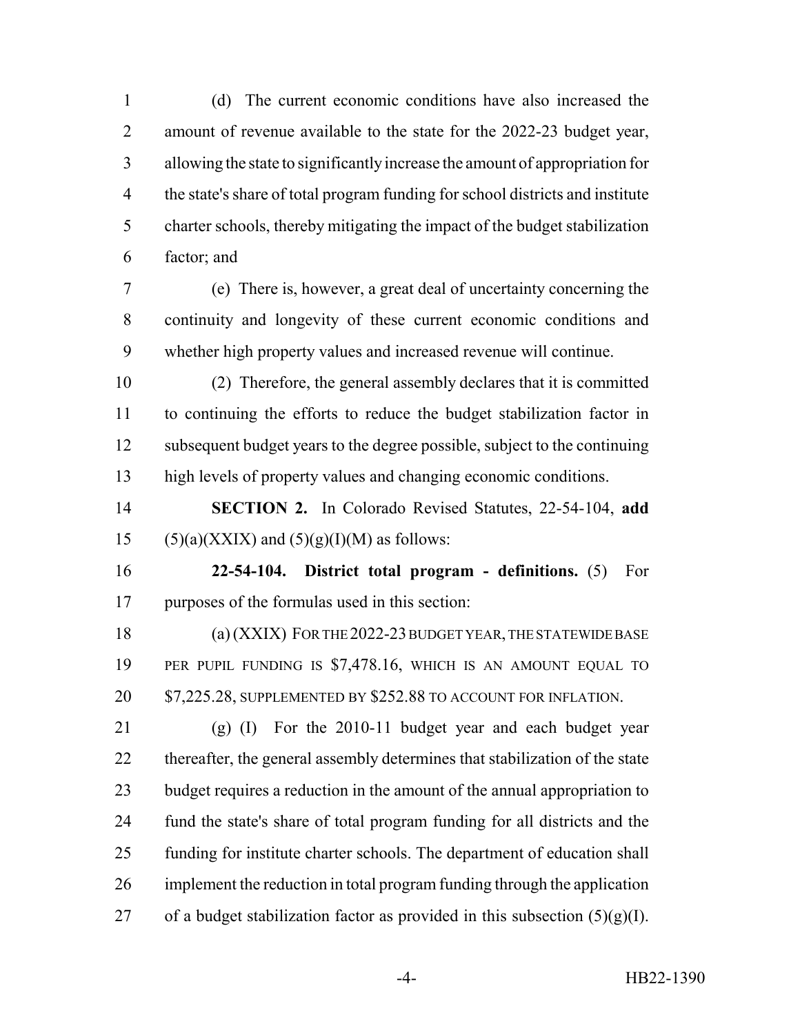(d) The current economic conditions have also increased the amount of revenue available to the state for the 2022-23 budget year, allowing the state to significantly increase the amount of appropriation for the state's share of total program funding for school districts and institute charter schools, thereby mitigating the impact of the budget stabilization factor; and

(e) There is, however, a great deal of uncertainty concerning the continuity and longevity of these current economic conditions and whether high property values and increased revenue will continue.

(2) Therefore, the general assembly declares that it is committed to continuing the efforts to reduce the budget stabilization factor in subsequent budget years to the degree possible, subject to the continuing high levels of property values and changing economic conditions.

**SECTION 2.** In Colorado Revised Statutes, 22-54-104, **add** (5)(a)(XXIX) and (5)(g)(I)(M) as follows:

**22-54-104. District total program - definitions.** (5) For purposes of the formulas used in this section:

(a) (XXIX) FOR THE 2022-23 BUDGET YEAR, THE STATEWIDE BASE PER PUPIL FUNDING IS $7,478.16, WHICH IS AN AMOUNT EQUAL TO $7,225.28, SUPPLEMENTED BY $252.88 TO ACCOUNT FOR INFLATION.

(g) (I) For the 2010-11 budget year and each budget year thereafter, the general assembly determines that stabilization of the state budget requires a reduction in the amount of the annual appropriation to fund the state's share of total program funding for all districts and the funding for institute charter schools. The department of education shall implement the reduction in total program funding through the application of a budget stabilization factor as provided in this subsection (5)(g)(I).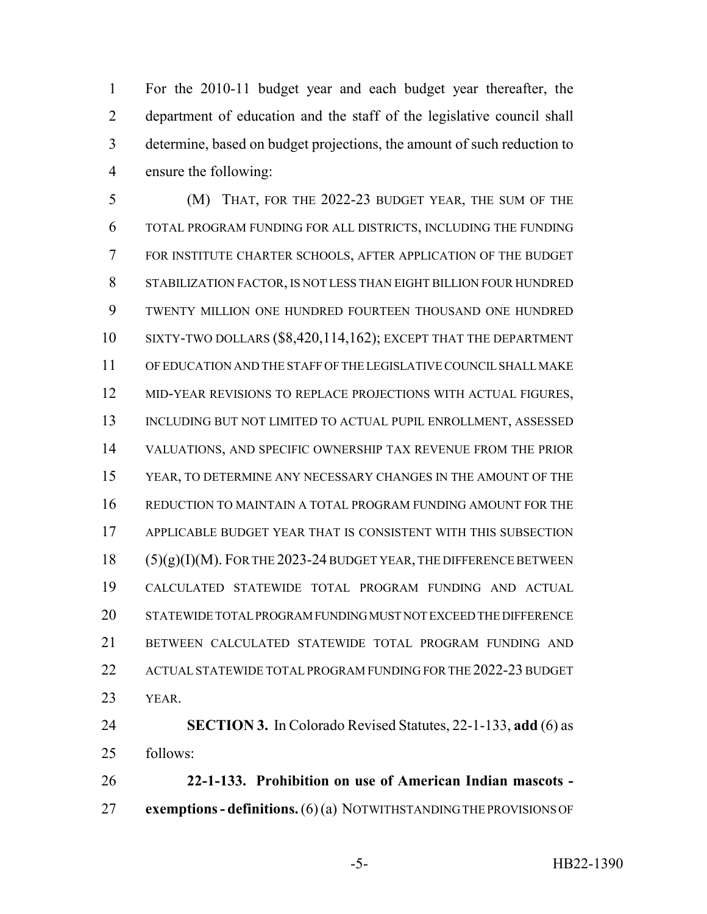For the 2010-11 budget year and each budget year thereafter, the department of education and the staff of the legislative council shall determine, based on budget projections, the amount of such reduction to ensure the following:

(M) THAT, FOR THE 2022-23 BUDGET YEAR, THE SUM OF THE TOTAL PROGRAM FUNDING FOR ALL DISTRICTS, INCLUDING THE FUNDING FOR INSTITUTE CHARTER SCHOOLS, AFTER APPLICATION OF THE BUDGET STABILIZATION FACTOR, IS NOT LESS THAN EIGHT BILLION FOUR HUNDRED TWENTY MILLION ONE HUNDRED FOURTEEN THOUSAND ONE HUNDRED SIXTY-TWO DOLLARS ($8,420,114,162); EXCEPT THAT THE DEPARTMENT OF EDUCATION AND THE STAFF OF THE LEGISLATIVE COUNCIL SHALL MAKE MID-YEAR REVISIONS TO REPLACE PROJECTIONS WITH ACTUAL FIGURES, INCLUDING BUT NOT LIMITED TO ACTUAL PUPIL ENROLLMENT, ASSESSED VALUATIONS, AND SPECIFIC OWNERSHIP TAX REVENUE FROM THE PRIOR YEAR, TO DETERMINE ANY NECESSARY CHANGES IN THE AMOUNT OF THE REDUCTION TO MAINTAIN A TOTAL PROGRAM FUNDING AMOUNT FOR THE APPLICABLE BUDGET YEAR THAT IS CONSISTENT WITH THIS SUBSECTION (5)(g)(I)(M). FOR THE 2023-24 BUDGET YEAR, THE DIFFERENCE BETWEEN CALCULATED STATEWIDE TOTAL PROGRAM FUNDING AND ACTUAL STATEWIDE TOTAL PROGRAM FUNDING MUST NOT EXCEED THE DIFFERENCE BETWEEN CALCULATED STATEWIDE TOTAL PROGRAM FUNDING AND ACTUAL STATEWIDE TOTAL PROGRAM FUNDING FOR THE 2022-23 BUDGET YEAR.

**SECTION 3.** In Colorado Revised Statutes, 22-1-133, **add** (6) as follows:

**22-1-133. Prohibition on use of American Indian mascots - exemptions - definitions.** (6) (a) NOTWITHSTANDING THE PROVISIONS OF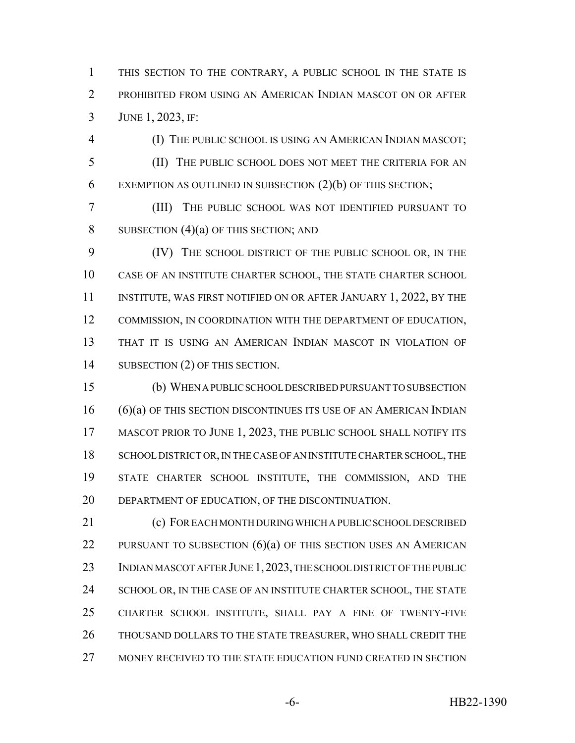THIS SECTION TO THE CONTRARY, A PUBLIC SCHOOL IN THE STATE IS PROHIBITED FROM USING AN AMERICAN INDIAN MASCOT ON OR AFTER JUNE 1, 2023, IF:

(I) THE PUBLIC SCHOOL IS USING AN AMERICAN INDIAN MASCOT;

(II) THE PUBLIC SCHOOL DOES NOT MEET THE CRITERIA FOR AN EXEMPTION AS OUTLINED IN SUBSECTION (2)(b) OF THIS SECTION;

(III) THE PUBLIC SCHOOL WAS NOT IDENTIFIED PURSUANT TO SUBSECTION (4)(a) OF THIS SECTION; AND

(IV) THE SCHOOL DISTRICT OF THE PUBLIC SCHOOL OR, IN THE CASE OF AN INSTITUTE CHARTER SCHOOL, THE STATE CHARTER SCHOOL INSTITUTE, WAS FIRST NOTIFIED ON OR AFTER JANUARY 1, 2022, BY THE COMMISSION, IN COORDINATION WITH THE DEPARTMENT OF EDUCATION, THAT IT IS USING AN AMERICAN INDIAN MASCOT IN VIOLATION OF SUBSECTION (2) OF THIS SECTION.

(b) WHEN A PUBLIC SCHOOL DESCRIBED PURSUANT TO SUBSECTION (6)(a) OF THIS SECTION DISCONTINUES ITS USE OF AN AMERICAN INDIAN MASCOT PRIOR TO JUNE 1, 2023, THE PUBLIC SCHOOL SHALL NOTIFY ITS SCHOOL DISTRICT OR, IN THE CASE OF AN INSTITUTE CHARTER SCHOOL, THE STATE CHARTER SCHOOL INSTITUTE, THE COMMISSION, AND THE DEPARTMENT OF EDUCATION, OF THE DISCONTINUATION.

(c) FOR EACH MONTH DURING WHICH A PUBLIC SCHOOL DESCRIBED PURSUANT TO SUBSECTION (6)(a) OF THIS SECTION USES AN AMERICAN INDIAN MASCOT AFTER JUNE 1, 2023, THE SCHOOL DISTRICT OF THE PUBLIC SCHOOL OR, IN THE CASE OF AN INSTITUTE CHARTER SCHOOL, THE STATE CHARTER SCHOOL INSTITUTE, SHALL PAY A FINE OF TWENTY-FIVE THOUSAND DOLLARS TO THE STATE TREASURER, WHO SHALL CREDIT THE MONEY RECEIVED TO THE STATE EDUCATION FUND CREATED IN SECTION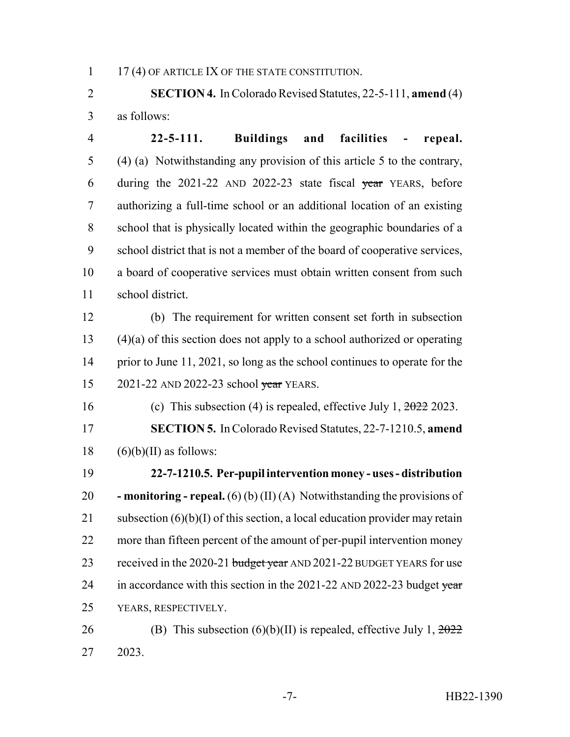17 (4) OF ARTICLE IX OF THE STATE CONSTITUTION.

**SECTION 4.** In Colorado Revised Statutes, 22-5-111, **amend** (4) as follows:

**22-5-111. Buildings and facilities - repeal.** (4) (a) Notwithstanding any provision of this article 5 to the contrary, during the 2021-22 AND 2022-23 state fiscal ~~year~~ YEARS, before authorizing a full-time school or an additional location of an existing school that is physically located within the geographic boundaries of a school district that is not a member of the board of cooperative services, a board of cooperative services must obtain written consent from such school district.

(b) The requirement for written consent set forth in subsection (4)(a) of this section does not apply to a school authorized or operating prior to June 11, 2021, so long as the school continues to operate for the 2021-22 AND 2022-23 school ~~year~~ YEARS.

(c) This subsection (4) is repealed, effective July 1, ~~2022~~ 2023.

**SECTION 5.** In Colorado Revised Statutes, 22-7-1210.5, **amend** (6)(b)(II) as follows:

**22-7-1210.5. Per-pupil intervention money - uses - distribution - monitoring - repeal.** (6) (b) (II) (A) Notwithstanding the provisions of subsection (6)(b)(I) of this section, a local education provider may retain more than fifteen percent of the amount of per-pupil intervention money received in the 2020-21 ~~budget year~~ AND 2021-22 BUDGET YEARS for use in accordance with this section in the 2021-22 AND 2022-23 budget ~~year~~ YEARS, RESPECTIVELY.

(B) This subsection (6)(b)(II) is repealed, effective July 1, ~~2022~~ 2023.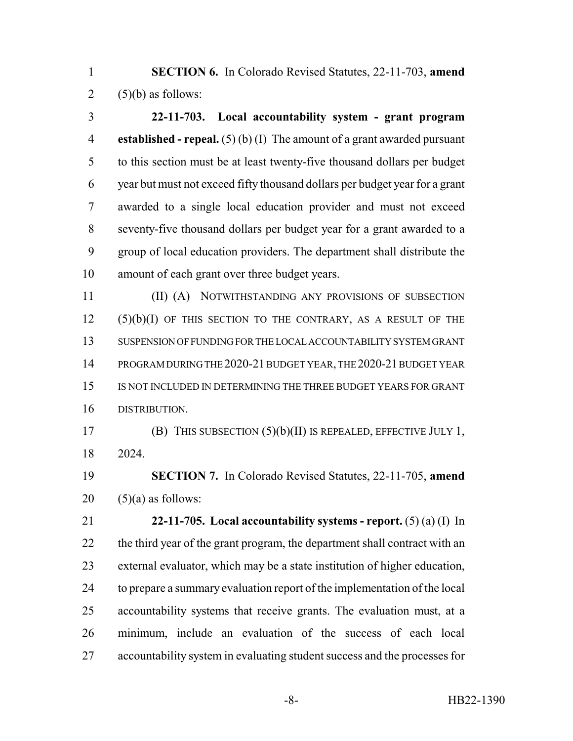**SECTION 6.** In Colorado Revised Statutes, 22-11-703, **amend** (5)(b) as follows:

**22-11-703. Local accountability system - grant program established - repeal.** (5) (b) (I) The amount of a grant awarded pursuant to this section must be at least twenty-five thousand dollars per budget year but must not exceed fifty thousand dollars per budget year for a grant awarded to a single local education provider and must not exceed seventy-five thousand dollars per budget year for a grant awarded to a group of local education providers. The department shall distribute the amount of each grant over three budget years.

(II) (A) NOTWITHSTANDING ANY PROVISIONS OF SUBSECTION (5)(b)(I) OF THIS SECTION TO THE CONTRARY, AS A RESULT OF THE SUSPENSION OF FUNDING FOR THE LOCAL ACCOUNTABILITY SYSTEM GRANT PROGRAM DURING THE 2020-21 BUDGET YEAR, THE 2020-21 BUDGET YEAR IS NOT INCLUDED IN DETERMINING THE THREE BUDGET YEARS FOR GRANT DISTRIBUTION.

(B) THIS SUBSECTION (5)(b)(II) IS REPEALED, EFFECTIVE JULY 1, 2024.

**SECTION 7.** In Colorado Revised Statutes, 22-11-705, **amend** (5)(a) as follows:

**22-11-705. Local accountability systems - report.** (5) (a) (I) In the third year of the grant program, the department shall contract with an external evaluator, which may be a state institution of higher education, to prepare a summary evaluation report of the implementation of the local accountability systems that receive grants. The evaluation must, at a minimum, include an evaluation of the success of each local accountability system in evaluating student success and the processes for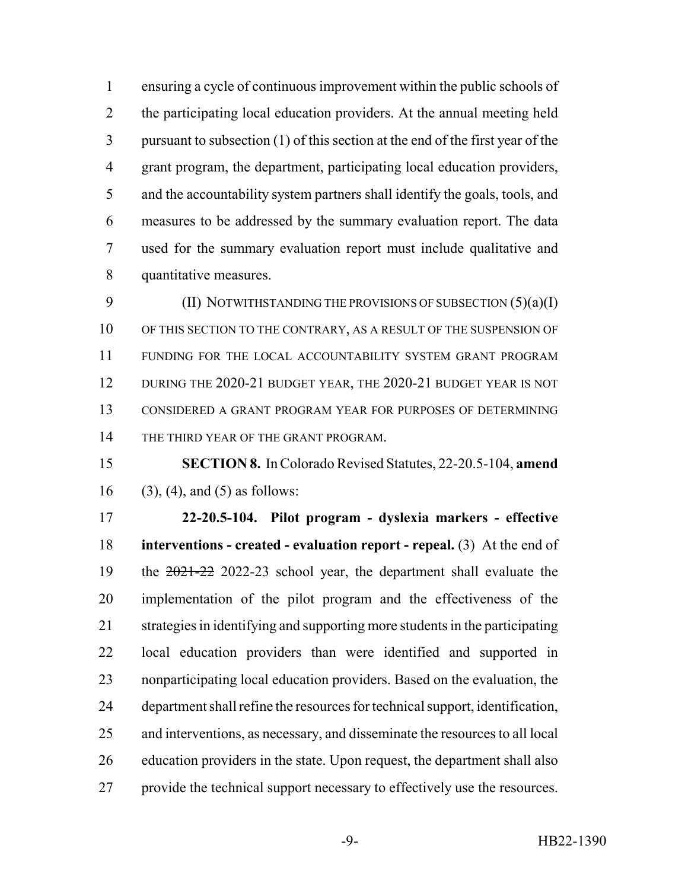ensuring a cycle of continuous improvement within the public schools of the participating local education providers. At the annual meeting held pursuant to subsection (1) of this section at the end of the first year of the grant program, the department, participating local education providers, and the accountability system partners shall identify the goals, tools, and measures to be addressed by the summary evaluation report. The data used for the summary evaluation report must include qualitative and quantitative measures.

(II) NOTWITHSTANDING THE PROVISIONS OF SUBSECTION (5)(a)(I) OF THIS SECTION TO THE CONTRARY, AS A RESULT OF THE SUSPENSION OF FUNDING FOR THE LOCAL ACCOUNTABILITY SYSTEM GRANT PROGRAM DURING THE 2020-21 BUDGET YEAR, THE 2020-21 BUDGET YEAR IS NOT CONSIDERED A GRANT PROGRAM YEAR FOR PURPOSES OF DETERMINING THE THIRD YEAR OF THE GRANT PROGRAM.

**SECTION 8.** In Colorado Revised Statutes, 22-20.5-104, **amend** (3), (4), and (5) as follows:

**22-20.5-104. Pilot program - dyslexia markers - effective interventions - created - evaluation report - repeal.** (3) At the end of the ~~2021-22~~ 2022-23 school year, the department shall evaluate the implementation of the pilot program and the effectiveness of the strategies in identifying and supporting more students in the participating local education providers than were identified and supported in nonparticipating local education providers. Based on the evaluation, the department shall refine the resources for technical support, identification, and interventions, as necessary, and disseminate the resources to all local education providers in the state. Upon request, the department shall also provide the technical support necessary to effectively use the resources.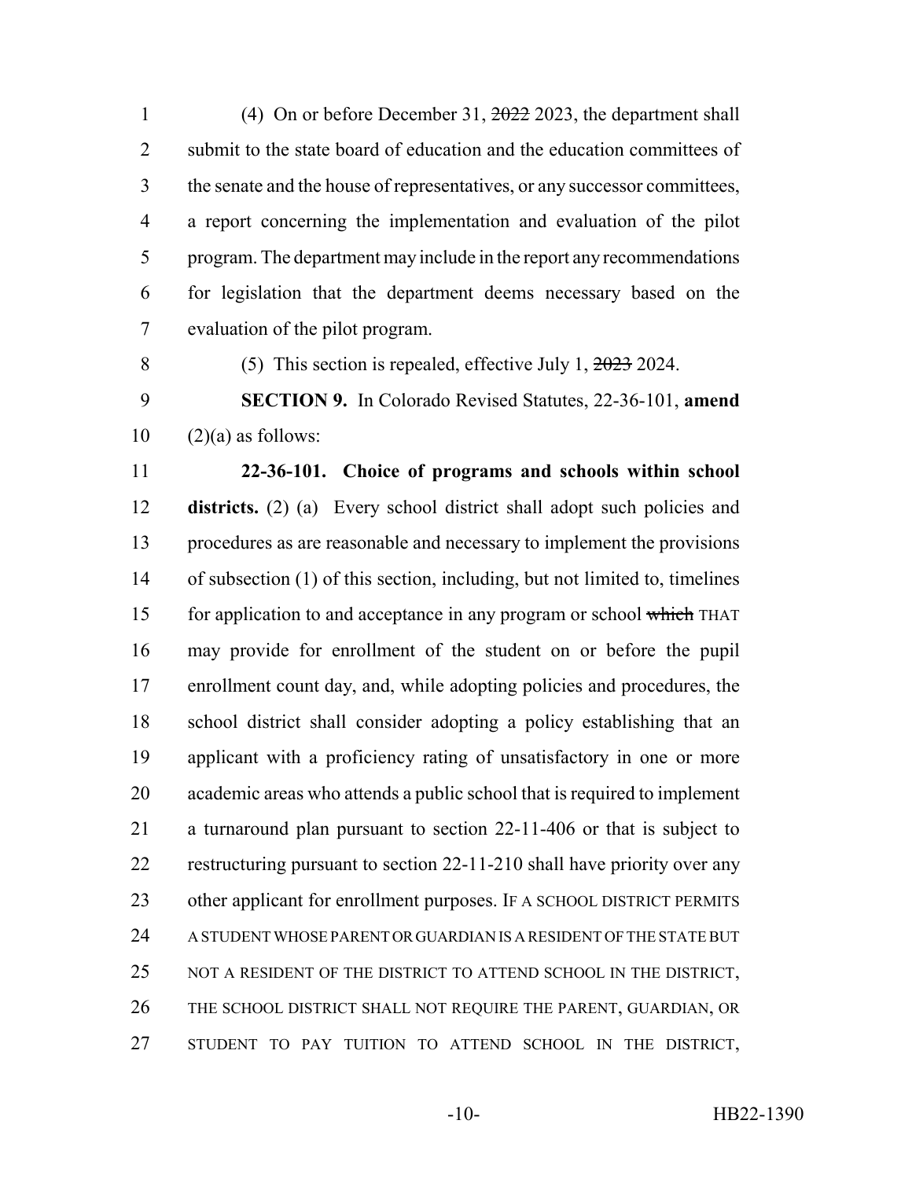(4) On or before December 31, ~~2022~~ 2023, the department shall submit to the state board of education and the education committees of the senate and the house of representatives, or any successor committees, a report concerning the implementation and evaluation of the pilot program. The department may include in the report any recommendations for legislation that the department deems necessary based on the evaluation of the pilot program.

(5) This section is repealed, effective July 1, ~~2023~~ 2024.

**SECTION 9.** In Colorado Revised Statutes, 22-36-101, **amend** (2)(a) as follows:

**22-36-101. Choice of programs and schools within school districts.** (2) (a) Every school district shall adopt such policies and procedures as are reasonable and necessary to implement the provisions of subsection (1) of this section, including, but not limited to, timelines for application to and acceptance in any program or school ~~which~~ THAT may provide for enrollment of the student on or before the pupil enrollment count day, and, while adopting policies and procedures, the school district shall consider adopting a policy establishing that an applicant with a proficiency rating of unsatisfactory in one or more academic areas who attends a public school that is required to implement a turnaround plan pursuant to section 22-11-406 or that is subject to restructuring pursuant to section 22-11-210 shall have priority over any other applicant for enrollment purposes. IF A SCHOOL DISTRICT PERMITS A STUDENT WHOSE PARENT OR GUARDIAN IS A RESIDENT OF THE STATE BUT NOT A RESIDENT OF THE DISTRICT TO ATTEND SCHOOL IN THE DISTRICT, THE SCHOOL DISTRICT SHALL NOT REQUIRE THE PARENT, GUARDIAN, OR STUDENT TO PAY TUITION TO ATTEND SCHOOL IN THE DISTRICT,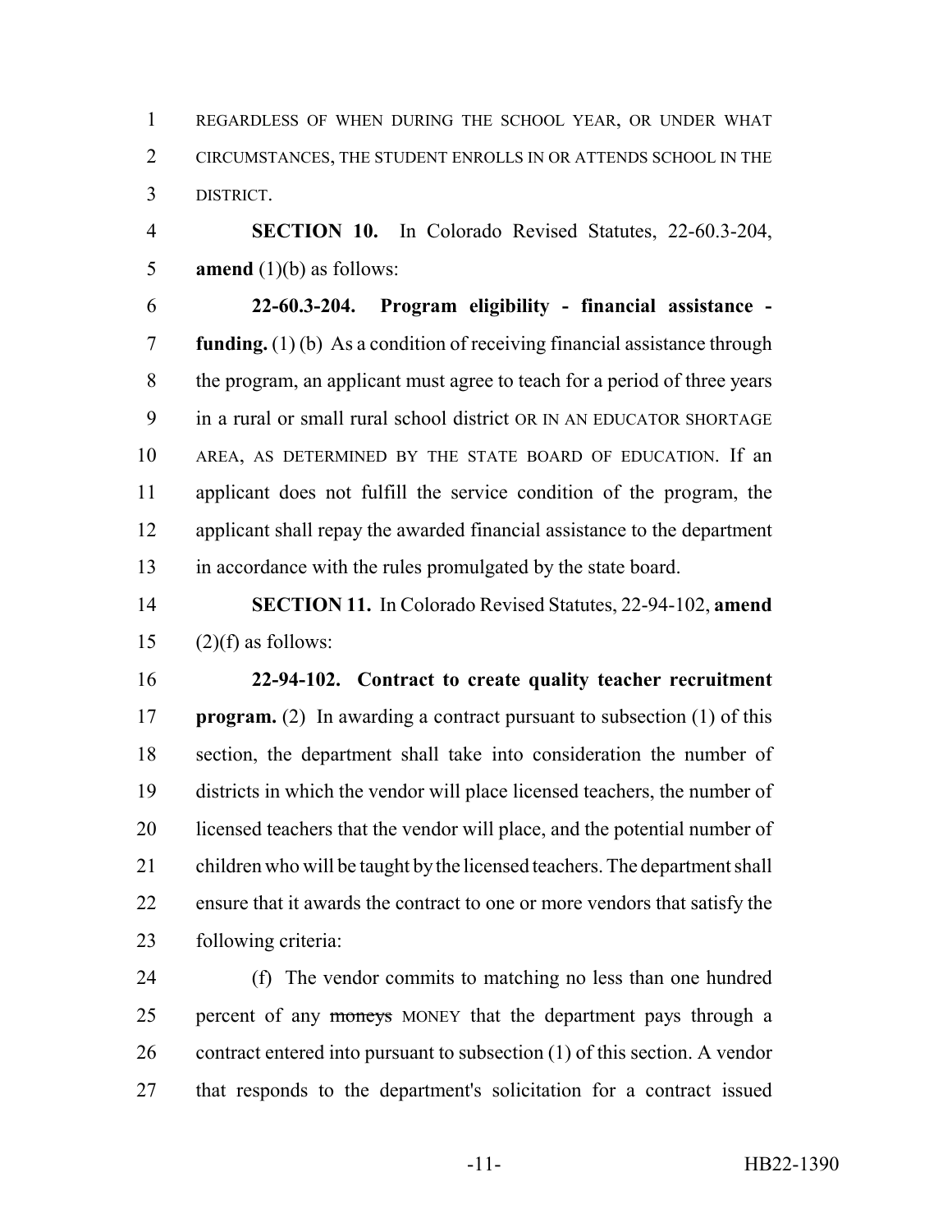REGARDLESS OF WHEN DURING THE SCHOOL YEAR, OR UNDER WHAT CIRCUMSTANCES, THE STUDENT ENROLLS IN OR ATTENDS SCHOOL IN THE DISTRICT.

**SECTION 10.** In Colorado Revised Statutes, 22-60.3-204, **amend** (1)(b) as follows:

**22-60.3-204. Program eligibility - financial assistance - funding.** (1) (b) As a condition of receiving financial assistance through the program, an applicant must agree to teach for a period of three years in a rural or small rural school district OR IN AN EDUCATOR SHORTAGE AREA, AS DETERMINED BY THE STATE BOARD OF EDUCATION. If an applicant does not fulfill the service condition of the program, the applicant shall repay the awarded financial assistance to the department in accordance with the rules promulgated by the state board.

**SECTION 11.** In Colorado Revised Statutes, 22-94-102, **amend** (2)(f) as follows:

**22-94-102. Contract to create quality teacher recruitment program.** (2) In awarding a contract pursuant to subsection (1) of this section, the department shall take into consideration the number of districts in which the vendor will place licensed teachers, the number of licensed teachers that the vendor will place, and the potential number of children who will be taught by the licensed teachers. The department shall ensure that it awards the contract to one or more vendors that satisfy the following criteria:

(f) The vendor commits to matching no less than one hundred percent of any ~~moneys~~ MONEY that the department pays through a contract entered into pursuant to subsection (1) of this section. A vendor that responds to the department's solicitation for a contract issued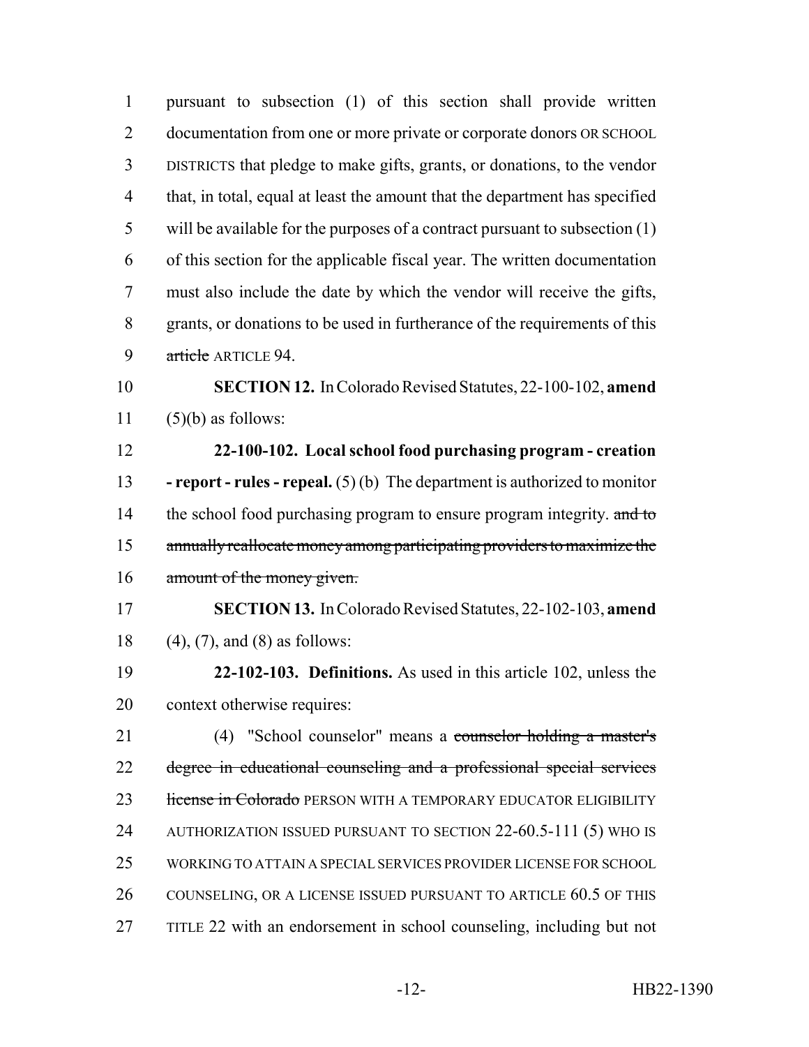pursuant to subsection (1) of this section shall provide written documentation from one or more private or corporate donors OR SCHOOL DISTRICTS that pledge to make gifts, grants, or donations, to the vendor that, in total, equal at least the amount that the department has specified will be available for the purposes of a contract pursuant to subsection (1) of this section for the applicable fiscal year. The written documentation must also include the date by which the vendor will receive the gifts, grants, or donations to be used in furtherance of the requirements of this ~~article~~ ARTICLE 94.

**SECTION 12.** In Colorado Revised Statutes, 22-100-102, **amend** (5)(b) as follows:

**22-100-102. Local school food purchasing program - creation - report - rules - repeal.** (5) (b) The department is authorized to monitor the school food purchasing program to ensure program integrity. ~~and to annually reallocate money among participating providers to maximize the amount of the money given.~~

**SECTION 13.** In Colorado Revised Statutes, 22-102-103, **amend** (4), (7), and (8) as follows:

**22-102-103. Definitions.** As used in this article 102, unless the context otherwise requires:

(4) "School counselor" means a ~~counselor holding a master's degree in educational counseling and a professional special services license in Colorado~~ PERSON WITH A TEMPORARY EDUCATOR ELIGIBILITY AUTHORIZATION ISSUED PURSUANT TO SECTION 22-60.5-111 (5) WHO IS WORKING TO ATTAIN A SPECIAL SERVICES PROVIDER LICENSE FOR SCHOOL COUNSELING, OR A LICENSE ISSUED PURSUANT TO ARTICLE 60.5 OF THIS TITLE 22 with an endorsement in school counseling, including but not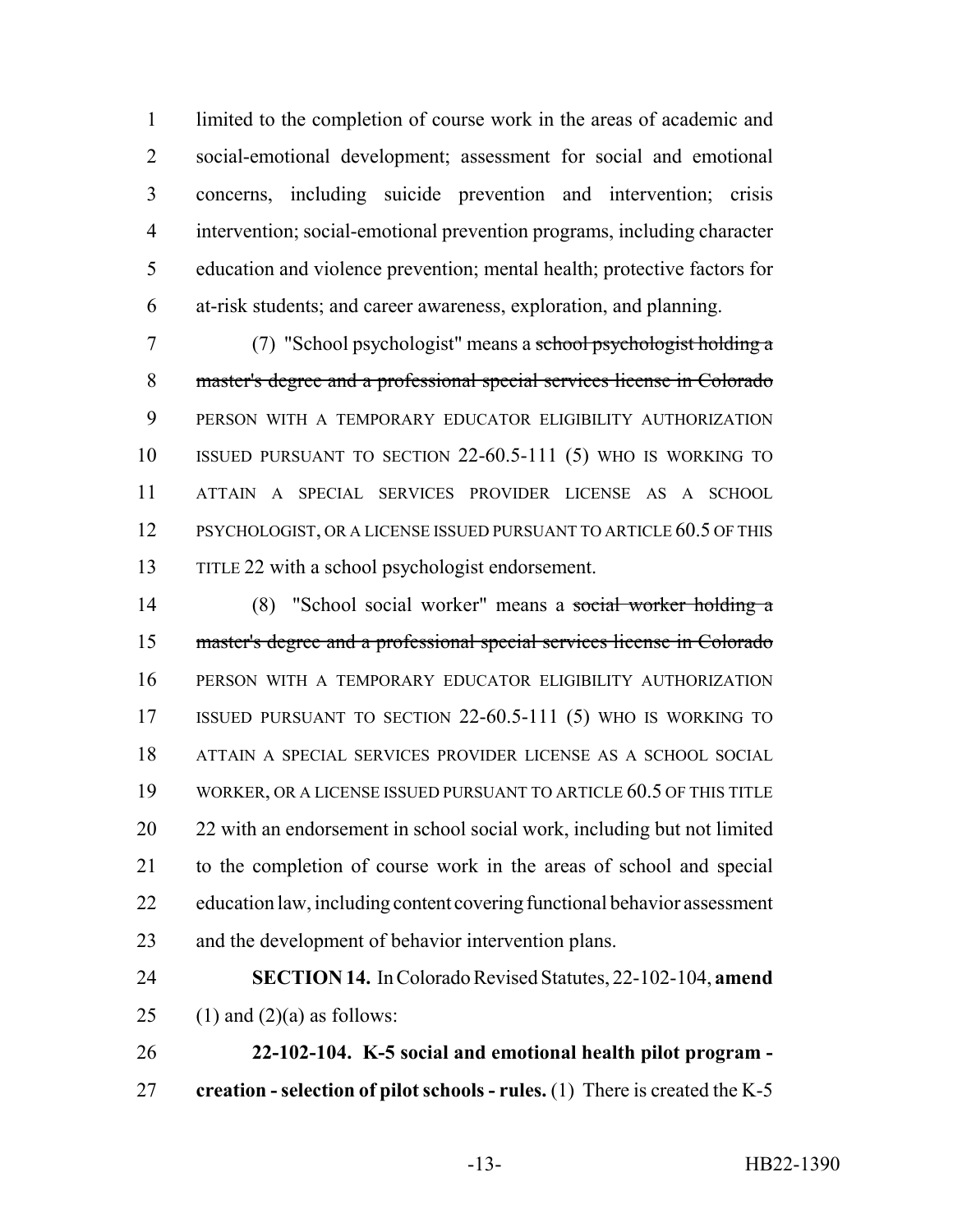limited to the completion of course work in the areas of academic and social-emotional development; assessment for social and emotional concerns, including suicide prevention and intervention; crisis intervention; social-emotional prevention programs, including character education and violence prevention; mental health; protective factors for at-risk students; and career awareness, exploration, and planning.

(7) "School psychologist" means a ~~school psychologist holding a master's degree and a professional special services license in Colorado~~ PERSON WITH A TEMPORARY EDUCATOR ELIGIBILITY AUTHORIZATION ISSUED PURSUANT TO SECTION 22-60.5-111 (5) WHO IS WORKING TO ATTAIN A SPECIAL SERVICES PROVIDER LICENSE AS A SCHOOL PSYCHOLOGIST, OR A LICENSE ISSUED PURSUANT TO ARTICLE 60.5 OF THIS TITLE 22 with a school psychologist endorsement.

(8) "School social worker" means a ~~social worker holding a master's degree and a professional special services license in Colorado~~ PERSON WITH A TEMPORARY EDUCATOR ELIGIBILITY AUTHORIZATION ISSUED PURSUANT TO SECTION 22-60.5-111 (5) WHO IS WORKING TO ATTAIN A SPECIAL SERVICES PROVIDER LICENSE AS A SCHOOL SOCIAL WORKER, OR A LICENSE ISSUED PURSUANT TO ARTICLE 60.5 OF THIS TITLE 22 with an endorsement in school social work, including but not limited to the completion of course work in the areas of school and special education law, including content covering functional behavior assessment and the development of behavior intervention plans.

**SECTION 14.** In Colorado Revised Statutes, 22-102-104, **amend** (1) and (2)(a) as follows:

**22-102-104. K-5 social and emotional health pilot program - creation - selection of pilot schools - rules.** (1) There is created the K-5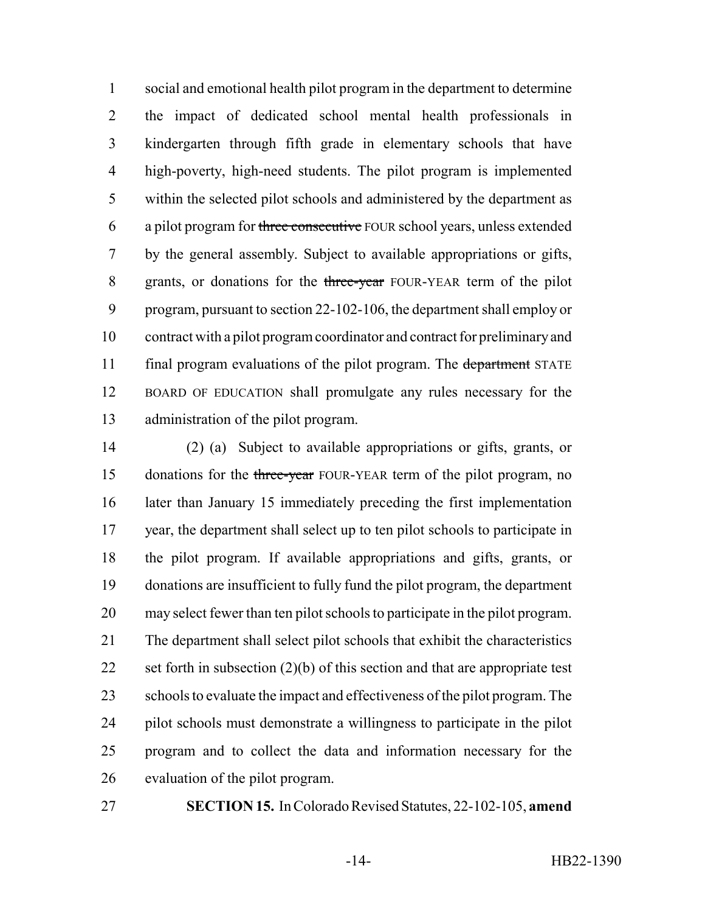social and emotional health pilot program in the department to determine the impact of dedicated school mental health professionals in kindergarten through fifth grade in elementary schools that have high-poverty, high-need students. The pilot program is implemented within the selected pilot schools and administered by the department as a pilot program for ~~three consecutive~~ FOUR school years, unless extended by the general assembly. Subject to available appropriations or gifts, grants, or donations for the ~~three-year~~ FOUR-YEAR term of the pilot program, pursuant to section 22-102-106, the department shall employ or contract with a pilot program coordinator and contract for preliminary and final program evaluations of the pilot program. The ~~department~~ STATE BOARD OF EDUCATION shall promulgate any rules necessary for the administration of the pilot program.

(2) (a) Subject to available appropriations or gifts, grants, or donations for the ~~three-year~~ FOUR-YEAR term of the pilot program, no later than January 15 immediately preceding the first implementation year, the department shall select up to ten pilot schools to participate in the pilot program. If available appropriations and gifts, grants, or donations are insufficient to fully fund the pilot program, the department may select fewer than ten pilot schools to participate in the pilot program. The department shall select pilot schools that exhibit the characteristics set forth in subsection (2)(b) of this section and that are appropriate test schools to evaluate the impact and effectiveness of the pilot program. The pilot schools must demonstrate a willingness to participate in the pilot program and to collect the data and information necessary for the evaluation of the pilot program.

**SECTION 15.** In Colorado Revised Statutes, 22-102-105, **amend**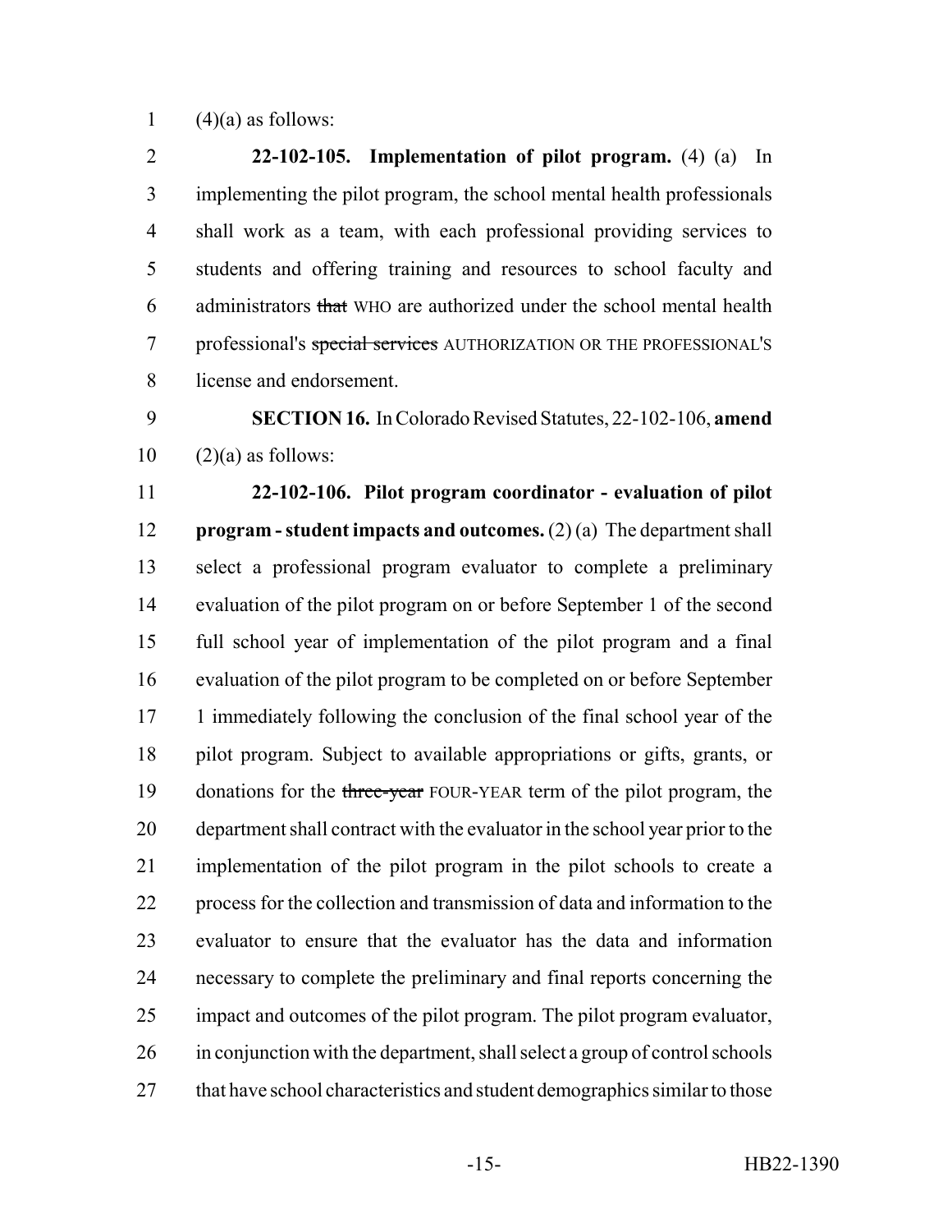(4)(a) as follows:

**22-102-105. Implementation of pilot program.** (4) (a) In implementing the pilot program, the school mental health professionals shall work as a team, with each professional providing services to students and offering training and resources to school faculty and administrators ~~that~~ WHO are authorized under the school mental health professional's ~~special services~~ AUTHORIZATION OR THE PROFESSIONAL'S license and endorsement.

**SECTION 16.** In Colorado Revised Statutes, 22-102-106, **amend** (2)(a) as follows:

**22-102-106. Pilot program coordinator - evaluation of pilot program - student impacts and outcomes.** (2) (a) The department shall select a professional program evaluator to complete a preliminary evaluation of the pilot program on or before September 1 of the second full school year of implementation of the pilot program and a final evaluation of the pilot program to be completed on or before September 1 immediately following the conclusion of the final school year of the pilot program. Subject to available appropriations or gifts, grants, or donations for the ~~three-year~~ FOUR-YEAR term of the pilot program, the department shall contract with the evaluator in the school year prior to the implementation of the pilot program in the pilot schools to create a process for the collection and transmission of data and information to the evaluator to ensure that the evaluator has the data and information necessary to complete the preliminary and final reports concerning the impact and outcomes of the pilot program. The pilot program evaluator, in conjunction with the department, shall select a group of control schools that have school characteristics and student demographics similar to those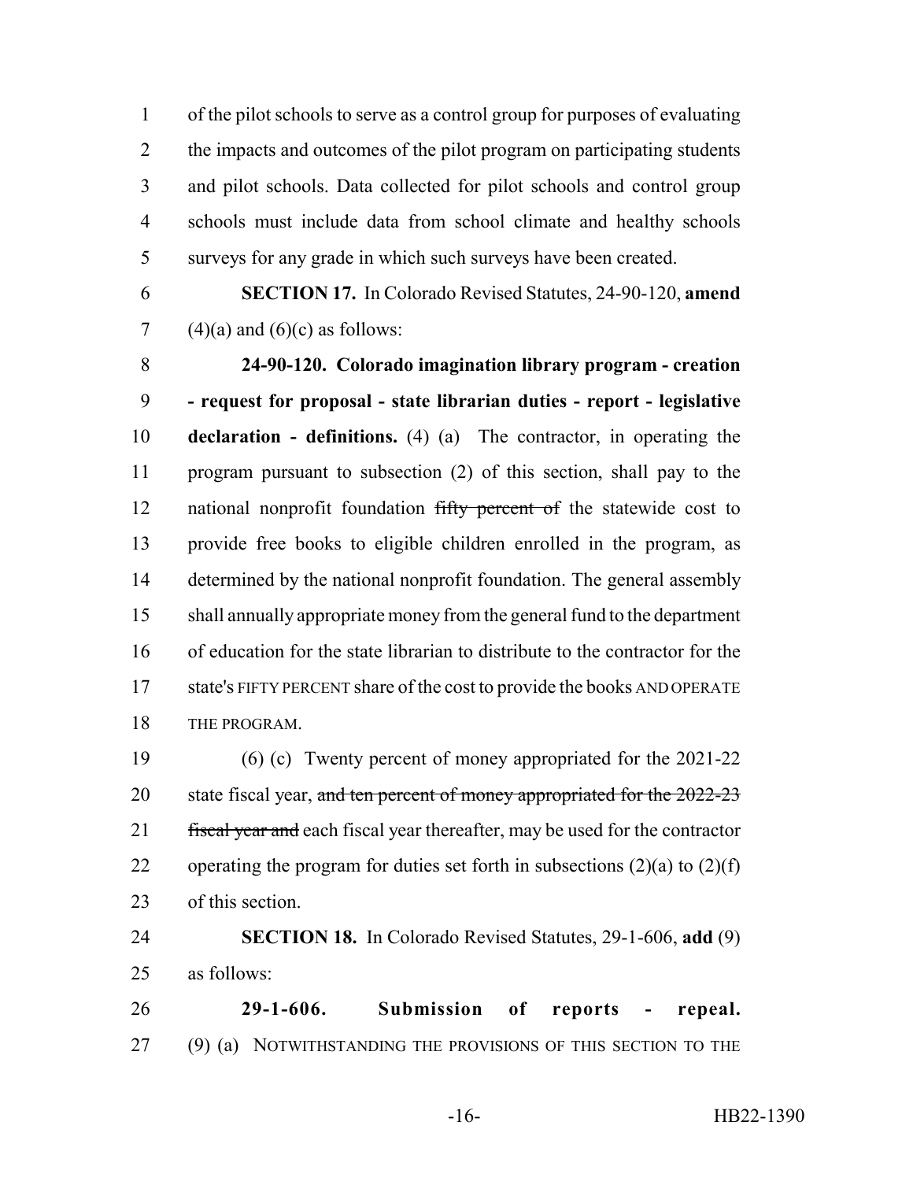of the pilot schools to serve as a control group for purposes of evaluating the impacts and outcomes of the pilot program on participating students and pilot schools. Data collected for pilot schools and control group schools must include data from school climate and healthy schools surveys for any grade in which such surveys have been created.

**SECTION 17.** In Colorado Revised Statutes, 24-90-120, **amend** (4)(a) and (6)(c) as follows:

**24-90-120. Colorado imagination library program - creation - request for proposal - state librarian duties - report - legislative declaration - definitions.** (4) (a) The contractor, in operating the program pursuant to subsection (2) of this section, shall pay to the national nonprofit foundation ~~fifty percent of~~ the statewide cost to provide free books to eligible children enrolled in the program, as determined by the national nonprofit foundation. The general assembly shall annually appropriate money from the general fund to the department of education for the state librarian to distribute to the contractor for the state's FIFTY PERCENT share of the cost to provide the books AND OPERATE THE PROGRAM.

(6) (c) Twenty percent of money appropriated for the 2021-22 state fiscal year, ~~and ten percent of money appropriated for the 2022-23 fiscal year and~~ each fiscal year thereafter, may be used for the contractor operating the program for duties set forth in subsections (2)(a) to (2)(f) of this section.

**SECTION 18.** In Colorado Revised Statutes, 29-1-606, **add** (9) as follows:

**29-1-606. Submission of reports - repeal.** (9) (a) NOTWITHSTANDING THE PROVISIONS OF THIS SECTION TO THE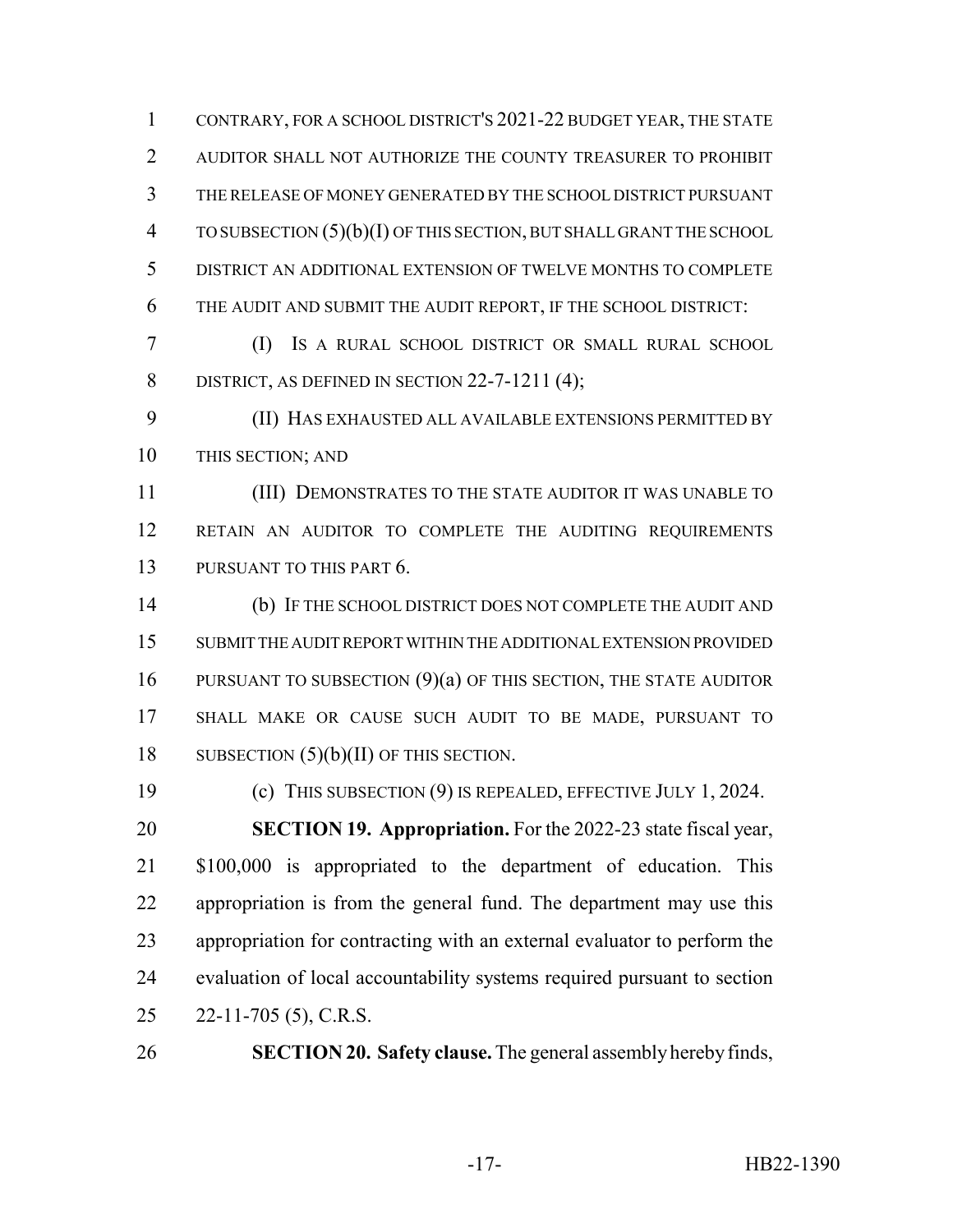CONTRARY, FOR A SCHOOL DISTRICT'S 2021-22 BUDGET YEAR, THE STATE AUDITOR SHALL NOT AUTHORIZE THE COUNTY TREASURER TO PROHIBIT THE RELEASE OF MONEY GENERATED BY THE SCHOOL DISTRICT PURSUANT TO SUBSECTION (5)(b)(I) OF THIS SECTION, BUT SHALL GRANT THE SCHOOL DISTRICT AN ADDITIONAL EXTENSION OF TWELVE MONTHS TO COMPLETE THE AUDIT AND SUBMIT THE AUDIT REPORT, IF THE SCHOOL DISTRICT:

(I) IS A RURAL SCHOOL DISTRICT OR SMALL RURAL SCHOOL DISTRICT, AS DEFINED IN SECTION 22-7-1211 (4);

(II) HAS EXHAUSTED ALL AVAILABLE EXTENSIONS PERMITTED BY THIS SECTION; AND

(III) DEMONSTRATES TO THE STATE AUDITOR IT WAS UNABLE TO RETAIN AN AUDITOR TO COMPLETE THE AUDITING REQUIREMENTS PURSUANT TO THIS PART 6.

(b) IF THE SCHOOL DISTRICT DOES NOT COMPLETE THE AUDIT AND SUBMIT THE AUDIT REPORT WITHIN THE ADDITIONAL EXTENSION PROVIDED PURSUANT TO SUBSECTION (9)(a) OF THIS SECTION, THE STATE AUDITOR SHALL MAKE OR CAUSE SUCH AUDIT TO BE MADE, PURSUANT TO SUBSECTION (5)(b)(II) OF THIS SECTION.

(c) THIS SUBSECTION (9) IS REPEALED, EFFECTIVE JULY 1, 2024.

**SECTION 19. Appropriation.** For the 2022-23 state fiscal year, $100,000 is appropriated to the department of education. This appropriation is from the general fund. The department may use this appropriation for contracting with an external evaluator to perform the evaluation of local accountability systems required pursuant to section 22-11-705 (5), C.R.S.

**SECTION 20. Safety clause.** The general assembly hereby finds,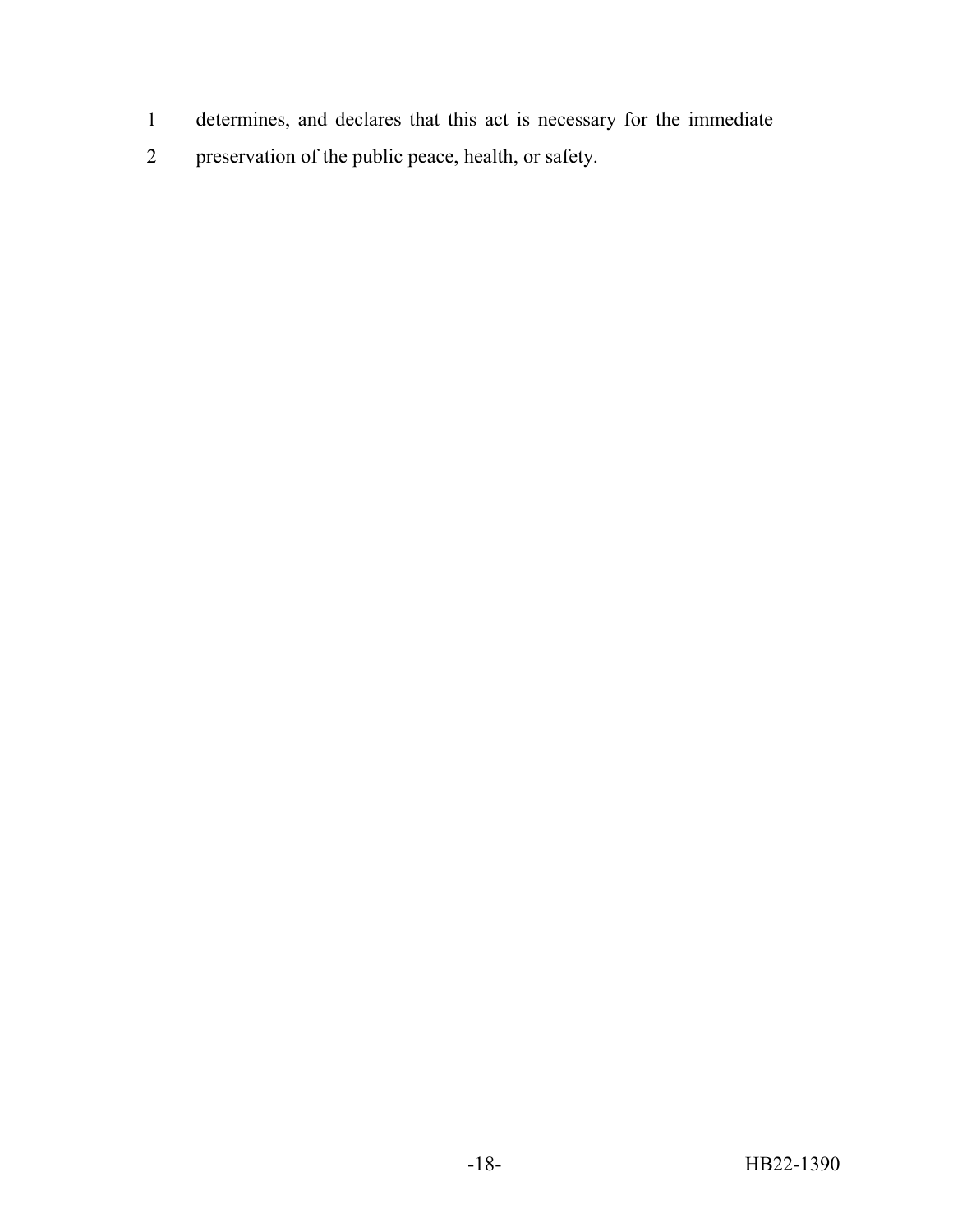determines, and declares that this act is necessary for the immediate preservation of the public peace, health, or safety.